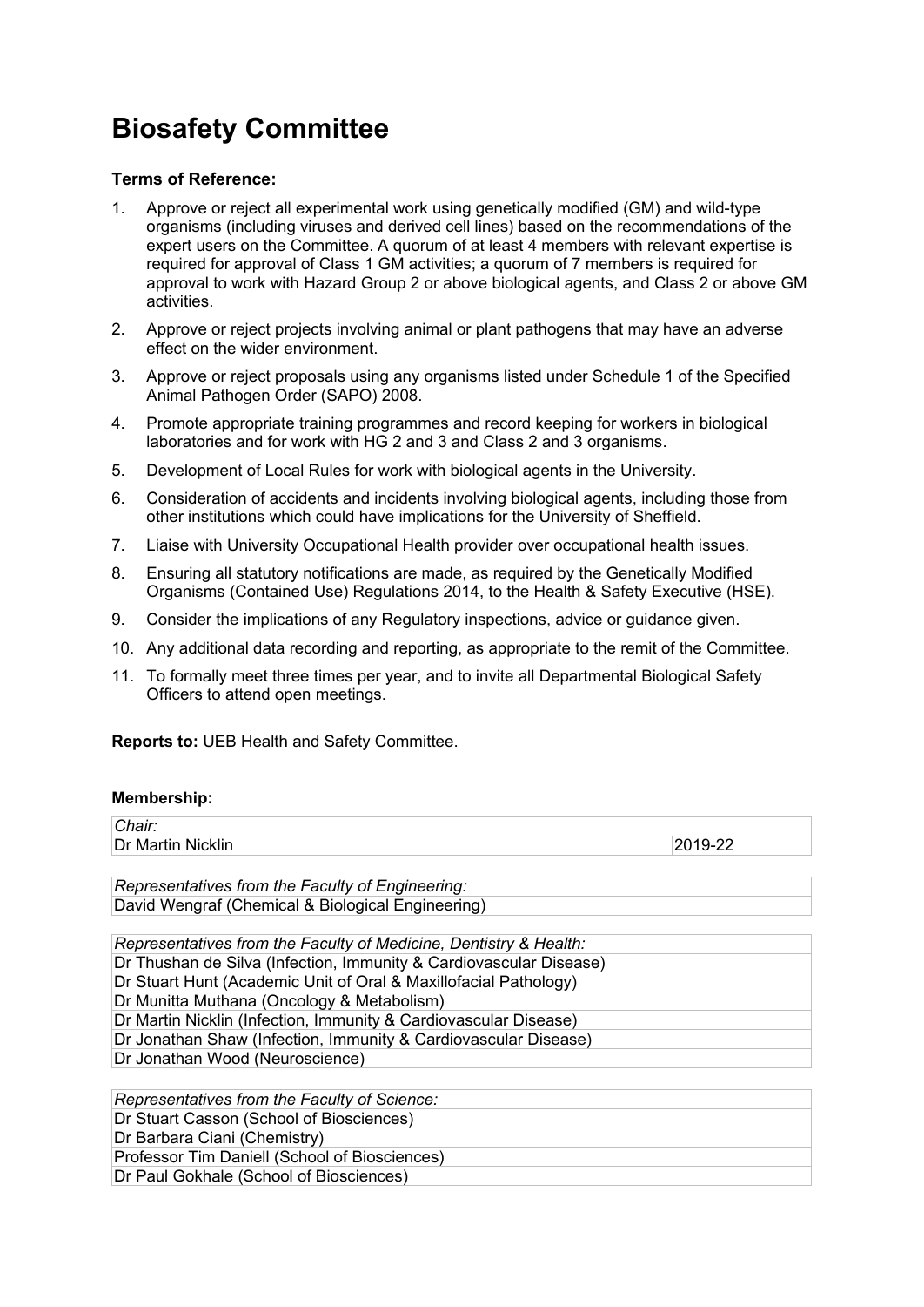# Biosafety Committee

**Terms of Reference:**

1. Approve or reject all experimental work using genetically modified (GM) and wild-type organisms (including viruses and derived cell lines) based on the recommendations of the expert users on the Committee. A quorum of at least 4 members with relevant expertise is required for approval of Class 1 GM activities; a quorum of 7 members is required for approval to work with Hazard Group 2 or above biological agents, and Class 2 or above GM activities.
2. Approve or reject projects involving animal or plant pathogens that may have an adverse effect on the wider environment.
3. Approve or reject proposals using any organisms listed under Schedule 1 of the Specified Animal Pathogen Order (SAPO) 2008.
4. Promote appropriate training programmes and record keeping for workers in biological laboratories and for work with HG 2 and 3 and Class 2 and 3 organisms.
5. Development of Local Rules for work with biological agents in the University.
6. Consideration of accidents and incidents involving biological agents, including those from other institutions which could have implications for the University of Sheffield.
7. Liaise with University Occupational Health provider over occupational health issues.
8. Ensuring all statutory notifications are made, as required by the Genetically Modified Organisms (Contained Use) Regulations 2014, to the Health & Safety Executive (HSE).
9. Consider the implications of any Regulatory inspections, advice or guidance given.
10. Any additional data recording and reporting, as appropriate to the remit of the Committee.
11. To formally meet three times per year, and to invite all Departmental Biological Safety Officers to attend open meetings.

**Reports to:** UEB Health and Safety Committee.

**Membership:**

| *Chair:* | |
|---|---|
| Dr Martin Nicklin | 2019-22 |

| *Representatives from the Faculty of Engineering:* |
|---|
| David Wengraf (Chemical & Biological Engineering) |

| *Representatives from the Faculty of Medicine, Dentistry & Health:* |
|---|
| Dr Thushan de Silva (Infection, Immunity & Cardiovascular Disease) |
| Dr Stuart Hunt (Academic Unit of Oral & Maxillofacial Pathology) |
| Dr Munitta Muthana (Oncology & Metabolism) |
| Dr Martin Nicklin (Infection, Immunity & Cardiovascular Disease) |
| Dr Jonathan Shaw (Infection, Immunity & Cardiovascular Disease) |
| Dr Jonathan Wood (Neuroscience) |

| *Representatives from the Faculty of Science:* |
|---|
| Dr Stuart Casson (School of Biosciences) |
| Dr Barbara Ciani (Chemistry) |
| Professor Tim Daniell (School of Biosciences) |
| Dr Paul Gokhale (School of Biosciences) |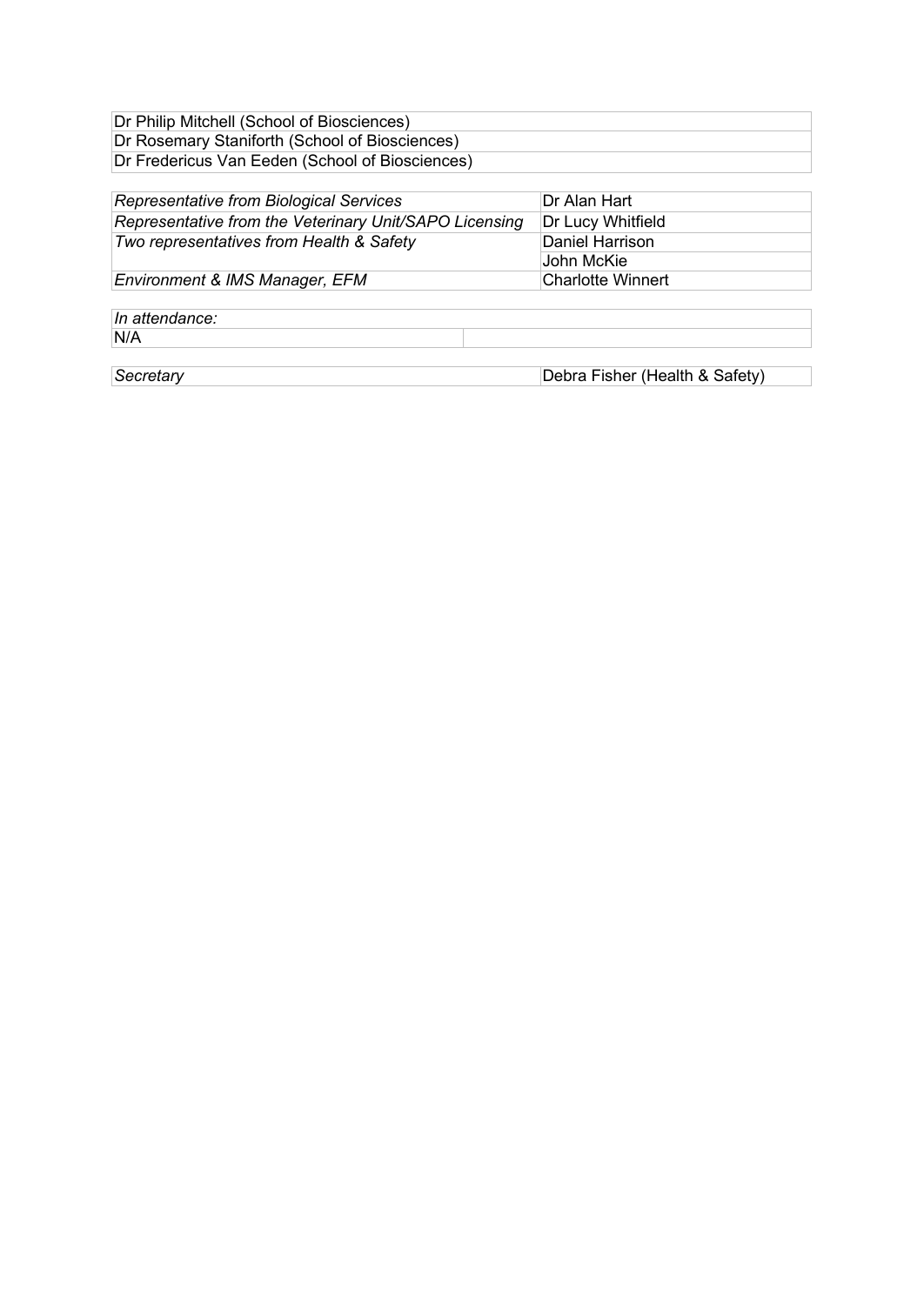| |
|---|
| Dr Philip Mitchell (School of Biosciences) |
| Dr Rosemary Staniforth (School of Biosciences) |
| Dr Fredericus Van Eeden (School of Biosciences) |

| | |
|---|---|
| *Representative from Biological Services* | Dr Alan Hart |
| *Representative from the Veterinary Unit/SAPO Licensing* | Dr Lucy Whitfield |
| *Two representatives from Health & Safety* | Daniel Harrison |
| | John McKie |
| *Environment & IMS Manager, EFM* | Charlotte Winnert |

| | |
|---|---|
| *In attendance:* | |
| N/A | |

| | |
|---|---|
| *Secretary* | Debra Fisher (Health & Safety) |